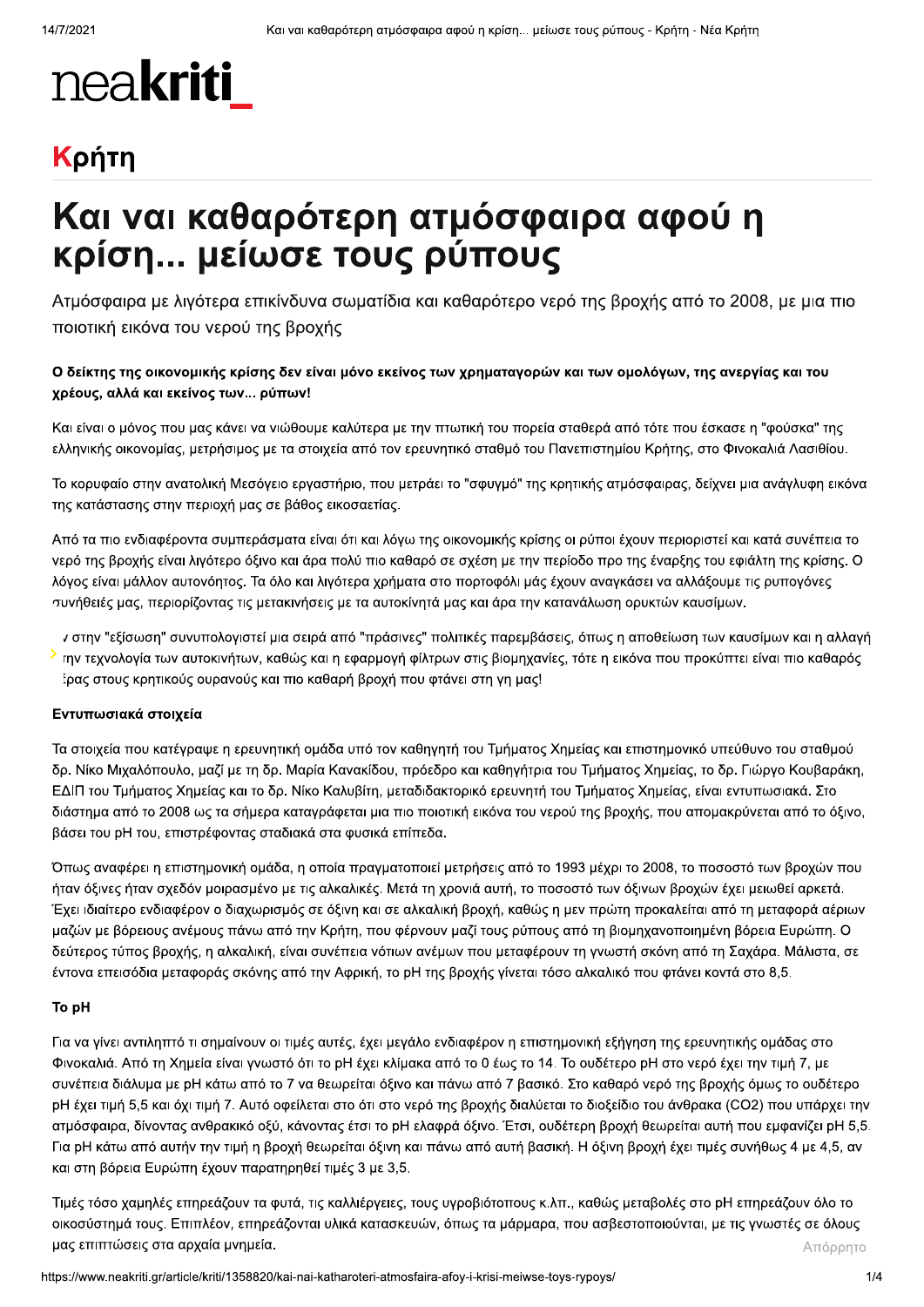# neakriti_

## Κρήτη

# Και ναι καθαρότερη ατμόσφαιρα αφού η κρίση... μείωσε τους ρύπους

Ατμόσφαιρα με λιγότερα επικίνδυνα σωματίδια και καθαρότερο νερό της βροχής από το 2008, με μια πιο ποιοτική εικόνα του νερού της βροχής

**Ο δείκτης της οικονομικής κρίσης δεν είναι μόνο εκείνος των χρηματαγορών και των ομολόγων, της ανεργίας και του χρέους, αλλά και εκείνος των... ρύπων!**

Και είναι ο μόνος που μας κάνει να νιώθουμε καλύτερα με την πτωτική του πορεία σταθερά από τότε που έσκασε η "φούσκα" της ελληνικής οικονομίας, μετρήσιμος με τα στοιχεία από τον ερευνητικό σταθμό του Πανεπιστημίου Κρήτης, στο Φινοκαλιά Λασιθίου.

Το κορυφαίο στην ανατολική Μεσόγειο εργαστήριο, που μετράει το "σφυγμό" της κρητικής ατμόσφαιρας, δείχνει μια ανάγλυφη εικόνα της κατάστασης στην περιοχή μας σε βάθος εικοσαετίας.

Από τα πιο ενδιαφέροντα συμπεράσματα είναι ότι και λόγω της οικονομικής κρίσης οι ρύποι έχουν περιοριστεί και κατά συνέπεια το νερό της βροχής είναι λιγότερο όξινο και άρα πολύ πιο καθαρό σε σχέση με την περίοδο προ της έναρξης του εφιάλτη της κρίσης. Ο λόγος είναι μάλλον αυτονόητος. Τα όλο και λιγότερα χρήματα στο πορτοφόλι μάς έχουν αναγκάσει να αλλάξουμε τις ρυπογόνες συνήθειές μας, περιορίζοντας τις μετακινήσεις με τα αυτοκίνητά μας και άρα την κατανάλωση ορυκτών καυσίμων.

ν στην "εξίσωση" συνυπολογιστεί μια σειρά από "πράσινες" πολιτικές παρεμβάσεις, όπως η αποθείωση των καυσίμων και η αλλαγή την τεχνολογία των αυτοκινήτων, καθώς και η εφαρμογή φίλτρων στις βιομηχανίες, τότε η εικόνα που προκύπτει είναι πιο καθαρός έρας στους κρητικούς ουρανούς και πιο καθαρή βροχή που φτάνει στη γη μας!

### Εντυπωσιακά στοιχεία

Τα στοιχεία που κατέγραψε η ερευνητική ομάδα υπό τον καθηγητή του Τμήματος Χημείας και επιστημονικό υπεύθυνο του σταθμού δρ. Νίκο Μιχαλόπουλο, μαζί με τη δρ. Μαρία Κανακίδου, πρόεδρο και καθηγήτρια του Τμήματος Χημείας, το δρ. Γιώργο Κουβαράκη, ΕΔΙΠ του Τμήματος Χημείας και το δρ. Νίκο Καλυβίτη, μεταδιδακτορικό ερευνητή του Τμήματος Χημείας, είναι εντυπωσιακά. Στο διάστημα από το 2008 ως τα σήμερα καταγράφεται μια πιο ποιοτική εικόνα του νερού της βροχής, που απομακρύνεται από το όξινο, βάσει του pH του, επιστρέφοντας σταδιακά στα φυσικά επίπεδα.

Όπως αναφέρει η επιστημονική ομάδα, η οποία πραγματοποιεί μετρήσεις από το 1993 μέχρι το 2008, το ποσοστό των βροχών που ήταν όξινες ήταν σχεδόν μοιρασμένο με τις αλκαλικές. Μετά τη χρονιά αυτή, το ποσοστό των όξινων βροχών έχει μειωθεί αρκετά. Έχει ιδιαίτερο ενδιαφέρον ο διαχωρισμός σε όξινη και σε αλκαλική βροχή, καθώς η μεν πρώτη προκαλείται από τη μεταφορά αέριων μαζών με βόρειους ανέμους πάνω από την Κρήτη, που φέρνουν μαζί τους ρύπους από τη βιομηχανοποιημένη βόρεια Ευρώπη. Ο δεύτερος τύπος βροχής, η αλκαλική, είναι συνέπεια νότιων ανέμων που μεταφέρουν τη γνωστή σκόνη από τη Σαχάρα. Μάλιστα, σε έντονα επεισόδια μεταφοράς σκόνης από την Αφρική, το pH της βροχής γίνεται τόσο αλκαλικό που φτάνει κοντά στο 8,5.

### Το pH

Για να γίνει αντιληπτό τι σημαίνουν οι τιμές αυτές, έχει μεγάλο ενδιαφέρον η επιστημονική εξήγηση της ερευνητικής ομάδας στο Φινοκαλιά. Από τη Χημεία είναι γνωστό ότι το pH έχει κλίμακα από το 0 έως το 14. Το ουδέτερο pH στο νερό έχει την τιμή 7, με συνέπεια διάλυμα με pH κάτω από το 7 να θεωρείται όξινο και πάνω από 7 βασικό. Στο καθαρό νερό της βροχής όμως το ουδέτερο pH έχει τιμή 5,5 και όχι τιμή 7. Αυτό οφείλεται στο ότι στο νερό της βροχής διαλύεται το διοξείδιο του άνθρακα ($CO_2$) που υπάρχει την ατμόσφαιρα, δίνοντας ανθρακικό οξύ, κάνοντας έτσι το pH ελαφρά όξινο. Έτσι, ουδέτερη βροχή θεωρείται αυτή που εμφανίζει pH 5,5. Για pH κάτω από αυτήν την τιμή η βροχή θεωρείται όξινη και πάνω από αυτή βασική. Η όξινη βροχή έχει τιμές συνήθως 4 με 4,5, αν και στη βόρεια Ευρώπη έχουν παρατηρηθεί τιμές 3 με 3,5.

Τιμές τόσο χαμηλές επηρεάζουν τα φυτά, τις καλλιέργειες, τους υγροβιότοπους κ.λπ., καθώς μεταβολές στο pH επηρεάζουν όλο το οικοσύστημά τους. Επιπλέον, επηρεάζονται υλικά κατασκευών, όπως τα μάρμαρα, που ασβεστοποιούνται, με τις γνωστές σε όλους μας επιπτώσεις στα αρχαία μνημεία.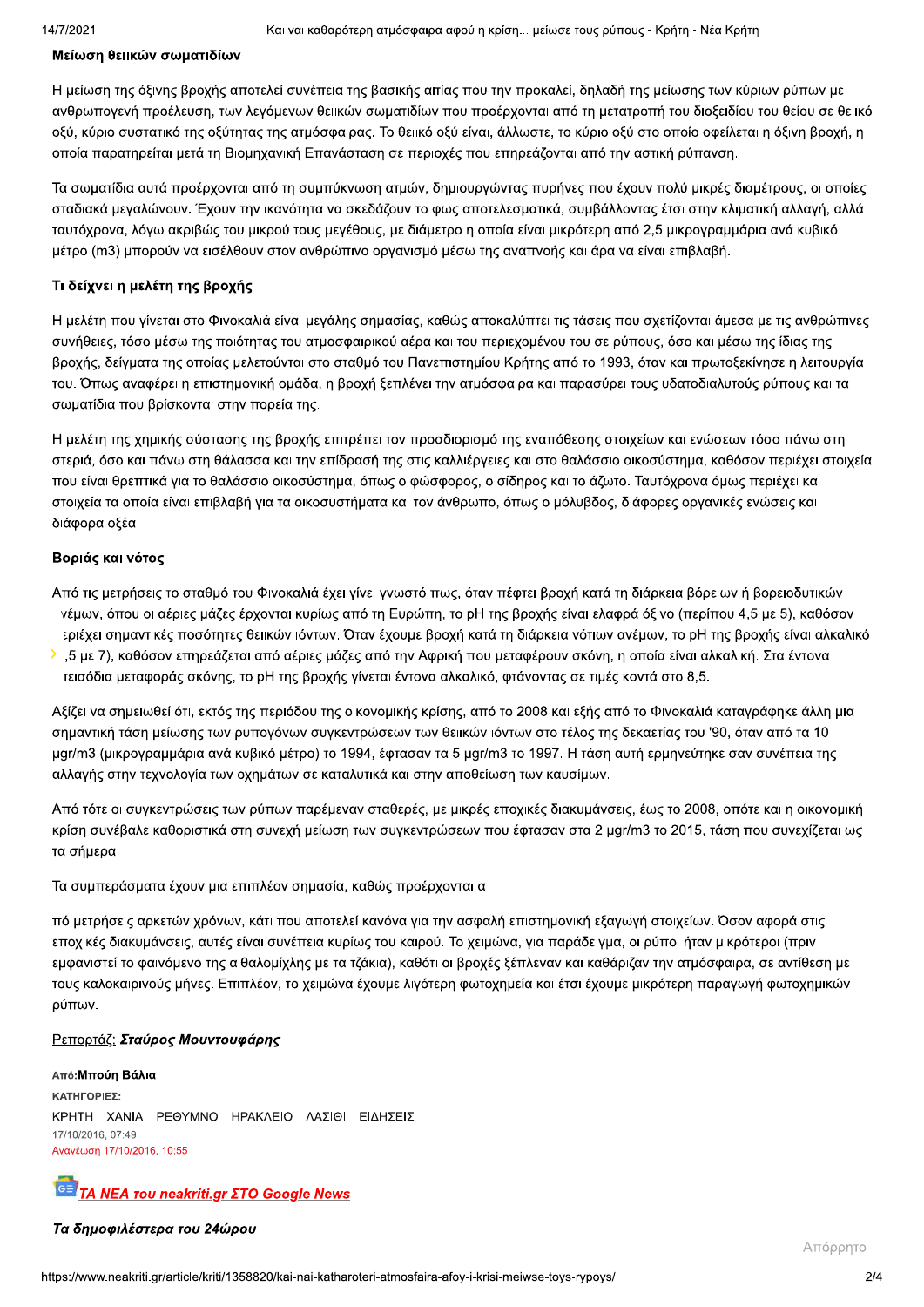### Μείωση θειικών σωματιδίων

Η μείωση της όξινης βροχής αποτελεί συνέπεια της βασικής αιτίας που την προκαλεί, δηλαδή της μείωσης των κύριων ρύπων με ανθρωπογενή προέλευση, των λεγόμενων θειικών σωματιδίων που προέρχονται από τη μετατροπή του διοξειδίου του θείου σε θειικό οξύ, κύριο συστατικό της οξύτητας της ατμόσφαιρας. Το θειικό οξύ είναι, άλλωστε, το κύριο οξύ στο οποίο οφείλεται η όξινη βροχή, η οποία παρατηρείται μετά τη Βιομηχανική Επανάσταση σε περιοχές που επηρεάζονται από την αστική ρύπανση.

Τα σωματίδια αυτά προέρχονται από τη συμπύκνωση ατμών, δημιουργώντας πυρήνες που έχουν πολύ μικρές διαμέτρους, οι οποίες σταδιακά μεγαλώνουν. Έχουν την ικανότητα να σκεδάζουν το φως αποτελεσματικά, συμβάλλοντας έτσι στην κλιματική αλλαγή, αλλά ταυτόχρονα, λόγω ακριβώς του μικρού τους μεγέθους, με διάμετρο η οποία είναι μικρότερη από 2,5 μικρογραμμάρια ανά κυβικό μέτρο (m3) μπορούν να εισέλθουν στον ανθρώπινο οργανισμό μέσω της αναπνοής και άρα να είναι επιβλαβή.

### Τι δείχνει η μελέτη της βροχής

Η μελέτη που γίνεται στο Φινοκαλιά είναι μεγάλης σημασίας, καθώς αποκαλύπτει τις τάσεις που σχετίζονται άμεσα με τις ανθρώπινες συνήθειες, τόσο μέσω της ποιότητας του ατμοσφαιρικού αέρα και του περιεχομένου του σε ρύπους, όσο και μέσω της ίδιας της βροχής, δείγματα της οποίας μελετούνται στο σταθμό του Πανεπιστημίου Κρήτης από το 1993, όταν και πρωτοξεκίνησε η λειτουργία του. Όπως αναφέρει η επιστημονική ομάδα, η βροχή ξεπλένει την ατμόσφαιρα και παρασύρει τους υδατοδιαλυτούς ρύπους και τα σωματίδια που βρίσκονται στην πορεία της.

Η μελέτη της χημικής σύστασης της βροχής επιτρέπει τον προσδιορισμό της εναπόθεσης στοιχείων και ενώσεων τόσο πάνω στη στεριά, όσο και πάνω στη θάλασσα και την επίδρασή της στις καλλιέργειες και στο θαλάσσιο οικοσύστημα, καθόσον περιέχει στοιχεία που είναι θρεπτικά για το θαλάσσιο οικοσύστημα, όπως ο φώσφορος, ο σίδηρος και το άζωτο. Ταυτόχρονα όμως περιέχει και στοιχεία τα οποία είναι επιβλαβή για τα οικοσυστήματα και τον άνθρωπο, όπως ο μόλυβδος, διάφορες οργανικές ενώσεις και διάφορα οξέα.

### Βοριάς και νότος

Από τις μετρήσεις το σταθμό του Φινοκαλιά έχει γίνει γνωστό πως, όταν πέφτει βροχή κατά τη διάρκεια βόρειων ή βορειοδυτικών νέμων, όπου οι αέριες μάζες έρχονται κυρίως από τη Ευρώπη, το pH της βροχής είναι ελαφρά όξινο (περίπου 4,5 με 5), καθόσον εριέχει σημαντικές ποσότητες θειικών ιόντων. Όταν έχουμε βροχή κατά τη διάρκεια νότιων ανέμων, το pH της βροχής είναι αλκαλικό ,5 με 7), καθόσον επηρεάζεται από αέριες μάζες από την Αφρική που μεταφέρουν σκόνη, η οποία είναι αλκαλική. Στα έντονα τεισόδια μεταφοράς σκόνης, το pH της βροχής γίνεται έντονα αλκαλικό, φτάνοντας σε τιμές κοντά στο 8,5.

Αξίζει να σημειωθεί ότι, εκτός της περιόδου της οικονομικής κρίσης, από το 2008 και εξής από το Φινοκαλιά καταγράφηκε άλλη μια σημαντική τάση μείωσης των ρυπογόνων συγκεντρώσεων των θειικών ιόντων στο τέλος της δεκαετίας του '90, όταν από τα 10 μgr/m3 (μικρογραμμάρια ανά κυβικό μέτρο) το 1994, έφτασαν τα 5 μgr/m3 το 1997. Η τάση αυτή ερμηνεύτηκε σαν συνέπεια της αλλαγής στην τεχνολογία των οχημάτων σε καταλυτικά και στην αποθείωση των καυσίμων.

Από τότε οι συγκεντρώσεις των ρύπων παρέμεναν σταθερές, με μικρές εποχικές διακυμάνσεις, έως το 2008, οπότε και η οικονομική κρίση συνέβαλε καθοριστικά στη συνεχή μείωση των συγκεντρώσεων που έφτασαν στα 2 μgr/m3 το 2015, τάση που συνεχίζεται ως τα σήμερα.

Τα συμπεράσματα έχουν μια επιπλέον σημασία, καθώς προέρχονται α

πό μετρήσεις αρκετών χρόνων, κάτι που αποτελεί κανόνα για την ασφαλή επιστημονική εξαγωγή στοιχείων. Όσον αφορά στις εποχικές διακυμάνσεις, αυτές είναι συνέπεια κυρίως του καιρού. Το χειμώνα, για παράδειγμα, οι ρύποι ήταν μικρότεροι (πριν εμφανιστεί το φαινόμενο της αιθαλομίχλης με τα τζάκια), καθότι οι βροχές ξέπλεναν και καθάριζαν την ατμόσφαιρα, σε αντίθεση με τους καλοκαιρινούς μήνες. Επιπλέον, το χειμώνα έχουμε λιγότερη φωτοχημεία και έτσι έχουμε μικρότερη παραγωγή φωτοχημικών ρύπων.

Ρεπορτάζ: ***Σταύρος Μουντουφάρης***

Από: **Μπούη Βάλια**

ΚΑΤΗΓΟΡΙΕΣ:

ΚΡΗΤΗ ΧΑΝΙΑ ΡΕΘΥΜΝΟ ΗΡΑΚΛΕΙΟ ΛΑΣΙΘΙ ΕΙΔΗΣΕΙΣ

17/10/2016, 07:49

Ανανέωση 17/10/2016, 10:55

***ΤΑ ΝΕΑ του neakriti.gr ΣΤΟ Google News***

***Τα δημοφιλέστερα του 24ώρου***

Απόρρητο